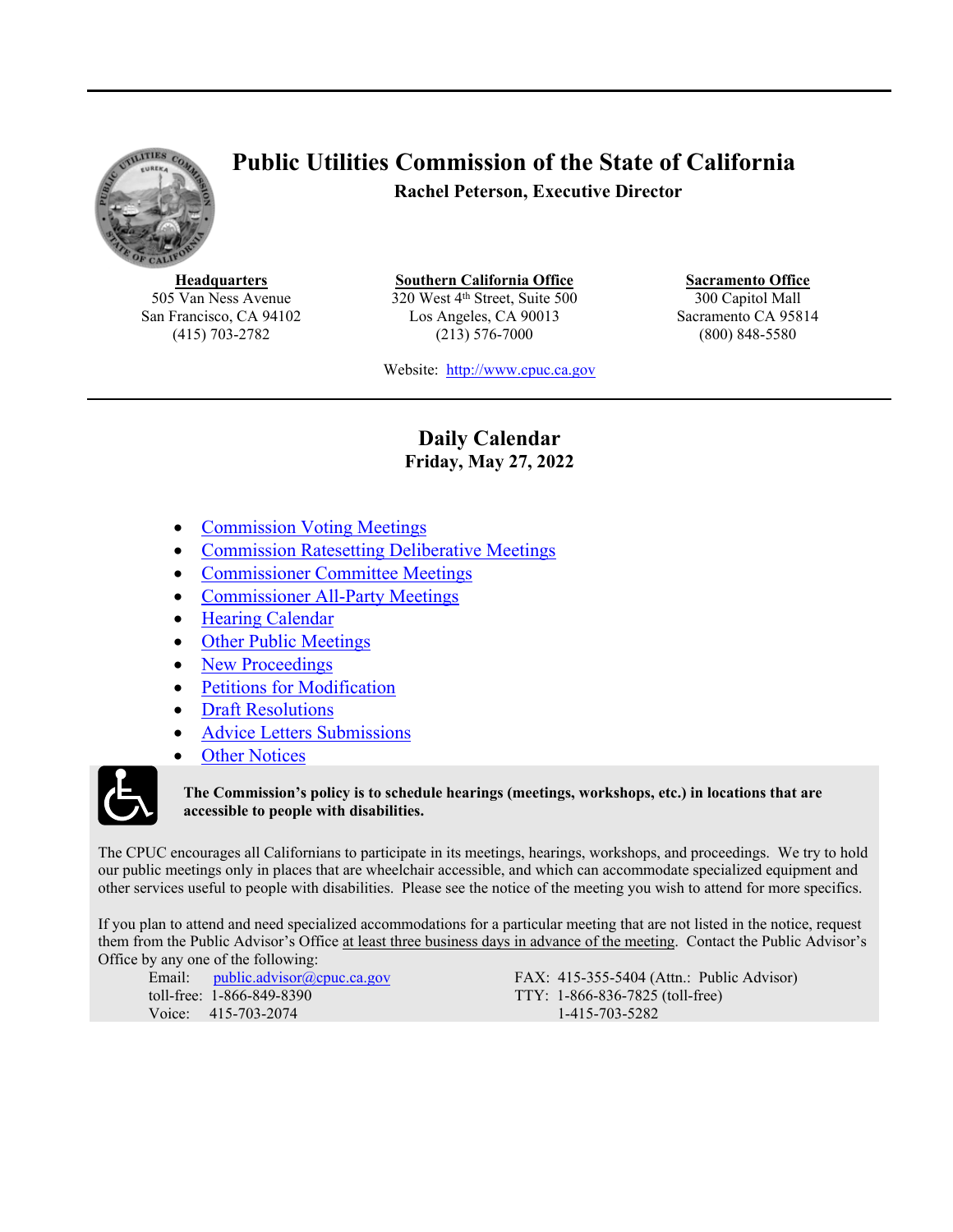# Public Utilities Commission of the State of California

**Rachel Peterson, Executive Director**

| Headquarters | Southern California Office | Sacramento Office |
|---|---|---|
| 505 Van Ness Avenue | 320 West 4th Street, Suite 500 | 300 Capitol Mall |
| San Francisco, CA 94102 | Los Angeles, CA 90013 | Sacramento CA 95814 |
| (415) 703-2782 | (213) 576-7000 | (800) 848-5580 |

Website: [http://www.cpuc.ca.gov](http://www.cpuc.ca.gov)

## Daily Calendar
**Friday, May 27, 2022**

- Commission Voting Meetings
- Commission Ratesetting Deliberative Meetings
- Commissioner Committee Meetings
- Commissioner All-Party Meetings
- Hearing Calendar
- Other Public Meetings
- New Proceedings
- Petitions for Modification
- Draft Resolutions
- Advice Letters Submissions
- Other Notices

**The Commission's policy is to schedule hearings (meetings, workshops, etc.) in locations that are accessible to people with disabilities.**

The CPUC encourages all Californians to participate in its meetings, hearings, workshops, and proceedings. We try to hold our public meetings only in places that are wheelchair accessible, and which can accommodate specialized equipment and other services useful to people with disabilities. Please see the notice of the meeting you wish to attend for more specifics.

If you plan to attend and need specialized accommodations for a particular meeting that are not listed in the notice, request them from the Public Advisor's Office at least three business days in advance of the meeting. Contact the Public Advisor's Office by any one of the following:

Email: public.advisor@cpuc.ca.gov
toll-free: 1-866-849-8390
Voice: 415-703-2074

FAX: 415-355-5404 (Attn.: Public Advisor)
TTY: 1-866-836-7825 (toll-free)
1-415-703-5282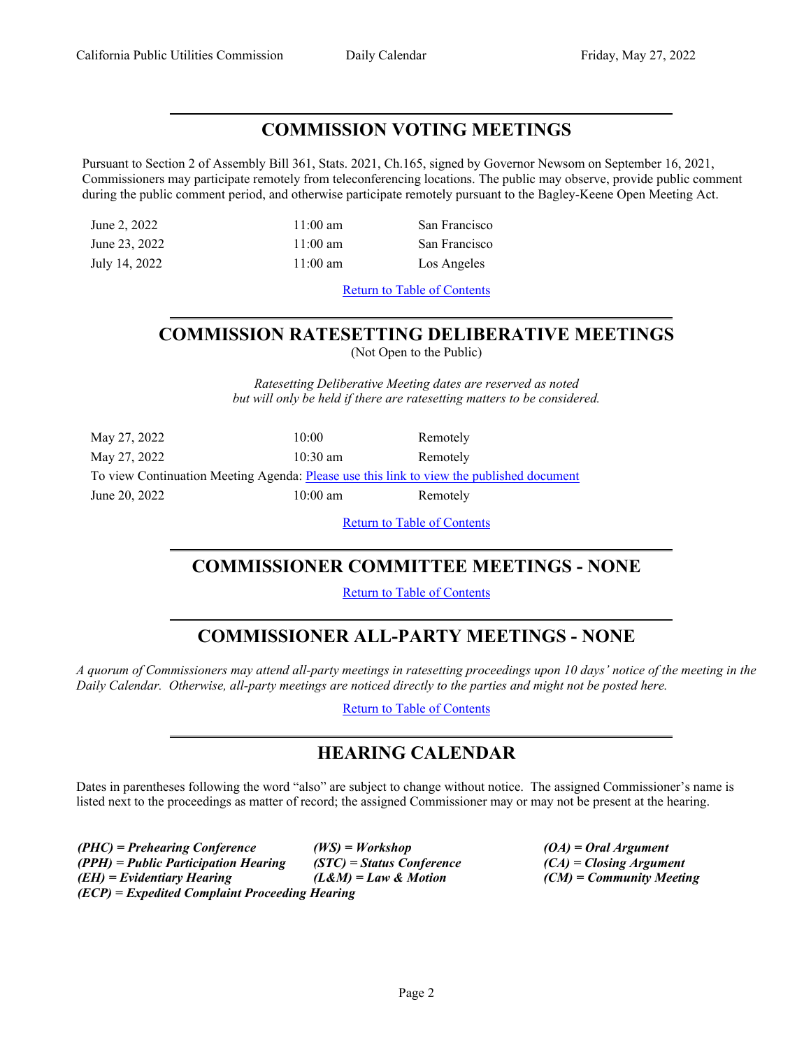## COMMISSION VOTING MEETINGS

Pursuant to Section 2 of Assembly Bill 361, Stats. 2021, Ch.165, signed by Governor Newsom on September 16, 2021, Commissioners may participate remotely from teleconferencing locations. The public may observe, provide public comment during the public comment period, and otherwise participate remotely pursuant to the Bagley-Keene Open Meeting Act.

| | | |
|---|---|---|
| June 2, 2022 | 11:00 am | San Francisco |
| June 23, 2022 | 11:00 am | San Francisco |
| July 14, 2022 | 11:00 am | Los Angeles |

Return to Table of Contents

## COMMISSION RATESETTING DELIBERATIVE MEETINGS

(Not Open to the Public)

*Ratesetting Deliberative Meeting dates are reserved as noted but will only be held if there are ratesetting matters to be considered.*

| | | |
|---|---|---|
| May 27, 2022 | 10:00 | Remotely |
| May 27, 2022 | 10:30 am | Remotely |

To view Continuation Meeting Agenda: Please use this link to view the published document

| | | |
|---|---|---|
| June 20, 2022 | 10:00 am | Remotely |

Return to Table of Contents

## COMMISSIONER COMMITTEE MEETINGS - NONE

Return to Table of Contents

## COMMISSIONER ALL-PARTY MEETINGS - NONE

*A quorum of Commissioners may attend all-party meetings in ratesetting proceedings upon 10 days' notice of the meeting in the Daily Calendar. Otherwise, all-party meetings are noticed directly to the parties and might not be posted here.*

Return to Table of Contents

## HEARING CALENDAR

Dates in parentheses following the word "also" are subject to change without notice. The assigned Commissioner's name is listed next to the proceedings as matter of record; the assigned Commissioner may or may not be present at the hearing.

***(PHC) = Prehearing Conference***
***(PPH) = Public Participation Hearing***
***(EH) = Evidentiary Hearing***
***(ECP) = Expedited Complaint Proceeding Hearing***
***(WS) = Workshop***
***(STC) = Status Conference***
***(L&M) = Law & Motion***
***(OA) = Oral Argument***
***(CA) = Closing Argument***
***(CM) = Community Meeting***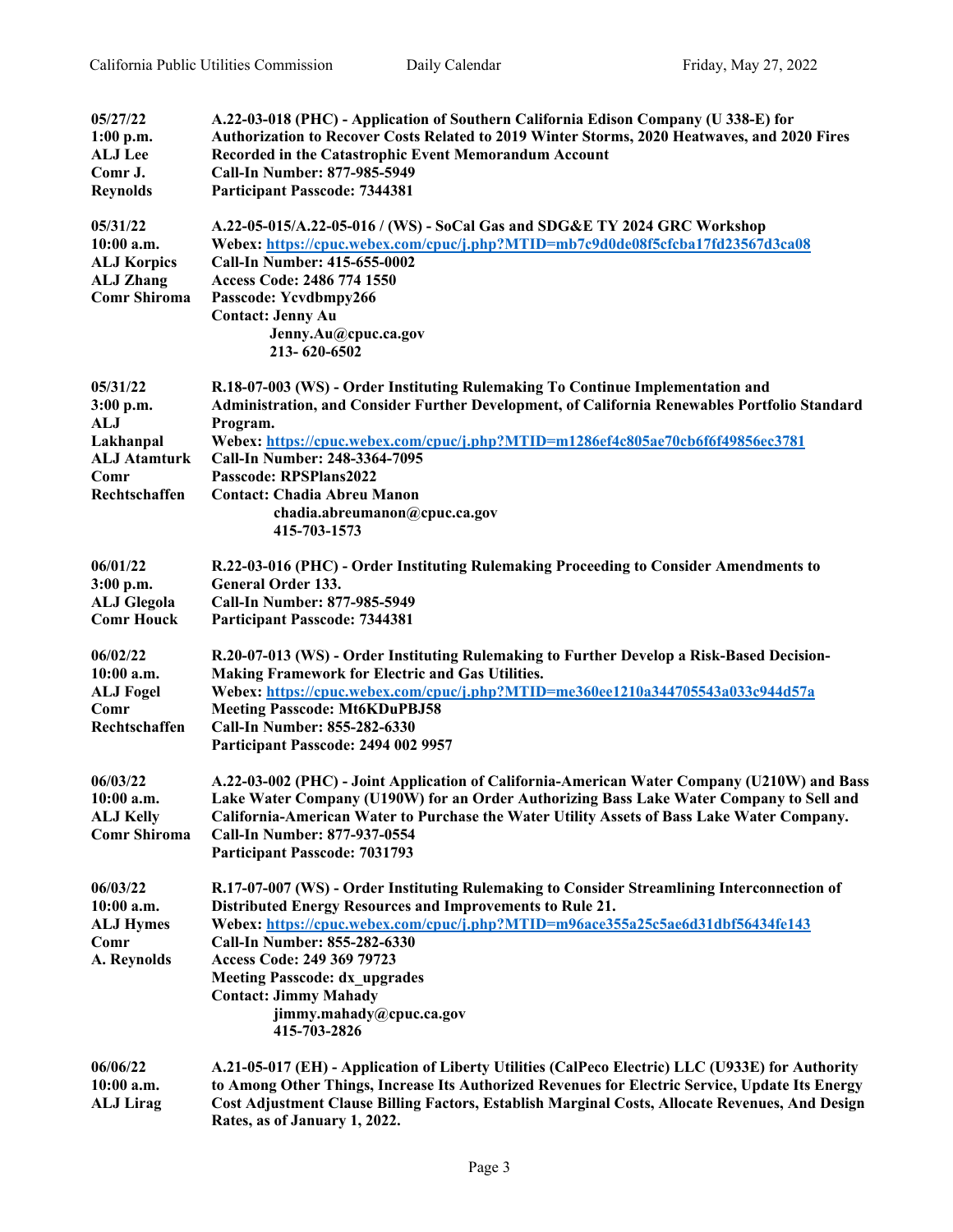| | |
|---|---|
| **05/27/22**<br>**1:00 p.m.**<br>**ALJ Lee**<br>**Comr J. Reynolds** | **A.22-03-018 (PHC) - Application of Southern California Edison Company (U 338-E) for Authorization to Recover Costs Related to 2019 Winter Storms, 2020 Heatwaves, and 2020 Fires Recorded in the Catastrophic Event Memorandum Account**<br>**Call-In Number: 877-985-5949**<br>**Participant Passcode: 7344381** |
| **05/31/22**<br>**10:00 a.m.**<br>**ALJ Korpics**<br>**ALJ Zhang**<br>**Comr Shiroma** | **A.22-05-015/A.22-05-016 / (WS) - SoCal Gas and SDG&E TY 2024 GRC Workshop**<br>**Webex: https://cpuc.webex.com/cpuc/j.php?MTID=mb7c9d0de08f5cfcba17fd23567d3ca08**<br>**Call-In Number: 415-655-0002**<br>**Access Code: 2486 774 1550**<br>**Passcode: Ycvdbmpy266**<br>**Contact: Jenny Au**<br>**Jenny.Au@cpuc.ca.gov**<br>**213- 620-6502** |
| **05/31/22**<br>**3:00 p.m.**<br>**ALJ Lakhanpal**<br>**ALJ Atamturk**<br>**Comr Rechtschaffen** | **R.18-07-003 (WS) - Order Instituting Rulemaking To Continue Implementation and Administration, and Consider Further Development, of California Renewables Portfolio Standard Program.**<br>**Webex: https://cpuc.webex.com/cpuc/j.php?MTID=m1286ef4c805ae70cb6f6f49856ec3781**<br>**Call-In Number: 248-3364-7095**<br>**Passcode: RPSPlans2022**<br>**Contact: Chadia Abreu Manon**<br>**chadia.abreumanon@cpuc.ca.gov**<br>**415-703-1573** |
| **06/01/22**<br>**3:00 p.m.**<br>**ALJ Glegola**<br>**Comr Houck** | **R.22-03-016 (PHC) - Order Instituting Rulemaking Proceeding to Consider Amendments to General Order 133.**<br>**Call-In Number: 877-985-5949**<br>**Participant Passcode: 7344381** |
| **06/02/22**<br>**10:00 a.m.**<br>**ALJ Fogel**<br>**Comr Rechtschaffen** | **R.20-07-013 (WS) - Order Instituting Rulemaking to Further Develop a Risk-Based Decision-Making Framework for Electric and Gas Utilities.**<br>**Webex: https://cpuc.webex.com/cpuc/j.php?MTID=me360ee1210a344705543a033c944d57a**<br>**Meeting Passcode: Mt6KDuPBJ58**<br>**Call-In Number: 855-282-6330**<br>**Participant Passcode: 2494 002 9957** |
| **06/03/22**<br>**10:00 a.m.**<br>**ALJ Kelly**<br>**Comr Shiroma** | **A.22-03-002 (PHC) - Joint Application of California-American Water Company (U210W) and Bass Lake Water Company (U190W) for an Order Authorizing Bass Lake Water Company to Sell and California-American Water to Purchase the Water Utility Assets of Bass Lake Water Company.**<br>**Call-In Number: 877-937-0554**<br>**Participant Passcode: 7031793** |
| **06/03/22**<br>**10:00 a.m.**<br>**ALJ Hymes**<br>**Comr A. Reynolds** | **R.17-07-007 (WS) - Order Instituting Rulemaking to Consider Streamlining Interconnection of Distributed Energy Resources and Improvements to Rule 21.**<br>**Webex: https://cpuc.webex.com/cpuc/j.php?MTID=m96ace355a25c5ae6d31dbf56434fe143**<br>**Call-In Number: 855-282-6330**<br>**Access Code: 249 369 79723**<br>**Meeting Passcode: dx_upgrades**<br>**Contact: Jimmy Mahady**<br>**jimmy.mahady@cpuc.ca.gov**<br>**415-703-2826** |
| **06/06/22**<br>**10:00 a.m.**<br>**ALJ Lirag** | **A.21-05-017 (EH) - Application of Liberty Utilities (CalPeco Electric) LLC (U933E) for Authority to Among Other Things, Increase Its Authorized Revenues for Electric Service, Update Its Energy Cost Adjustment Clause Billing Factors, Establish Marginal Costs, Allocate Revenues, And Design Rates, as of January 1, 2022.** |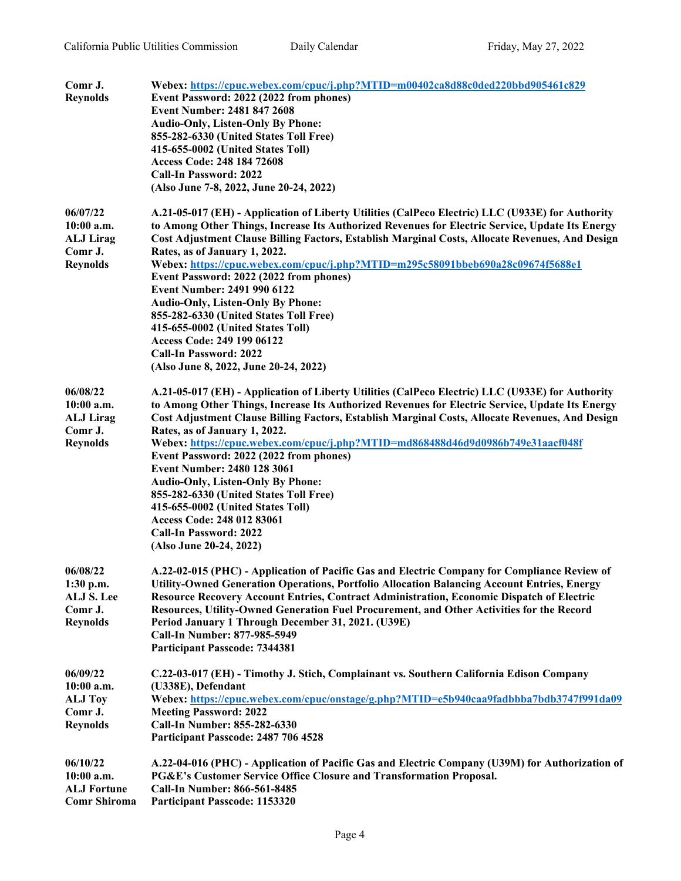| | |
|---|---|
| **Comr J. Reynolds** | **Webex: https://cpuc.webex.com/cpuc/j.php?MTID=m00402ca8d88c0ded220bbd905461c829**<br>**Event Password: 2022 (2022 from phones)**<br>**Event Number: 2481 847 2608**<br>**Audio-Only, Listen-Only By Phone:**<br>**855-282-6330 (United States Toll Free)**<br>**415-655-0002 (United States Toll)**<br>**Access Code: 248 184 72608**<br>**Call-In Password: 2022**<br>**(Also June 7-8, 2022, June 20-24, 2022)** |
| **06/07/22**<br>**10:00 a.m.**<br>**ALJ Lirag**<br>**Comr J. Reynolds** | **A.21-05-017 (EH) - Application of Liberty Utilities (CalPeco Electric) LLC (U933E) for Authority to Among Other Things, Increase Its Authorized Revenues for Electric Service, Update Its Energy Cost Adjustment Clause Billing Factors, Establish Marginal Costs, Allocate Revenues, And Design Rates, as of January 1, 2022.**<br>**Webex: https://cpuc.webex.com/cpuc/j.php?MTID=m295c58091bbeb690a28c09674f5688e1**<br>**Event Password: 2022 (2022 from phones)**<br>**Event Number: 2491 990 6122**<br>**Audio-Only, Listen-Only By Phone:**<br>**855-282-6330 (United States Toll Free)**<br>**415-655-0002 (United States Toll)**<br>**Access Code: 249 199 06122**<br>**Call-In Password: 2022**<br>**(Also June 8, 2022, June 20-24, 2022)** |
| **06/08/22**<br>**10:00 a.m.**<br>**ALJ Lirag**<br>**Comr J. Reynolds** | **A.21-05-017 (EH) - Application of Liberty Utilities (CalPeco Electric) LLC (U933E) for Authority to Among Other Things, Increase Its Authorized Revenues for Electric Service, Update Its Energy Cost Adjustment Clause Billing Factors, Establish Marginal Costs, Allocate Revenues, And Design Rates, as of January 1, 2022.**<br>**Webex: https://cpuc.webex.com/cpuc/j.php?MTID=md868488d46d9d0986b749e31aacf048f**<br>**Event Password: 2022 (2022 from phones)**<br>**Event Number: 2480 128 3061**<br>**Audio-Only, Listen-Only By Phone:**<br>**855-282-6330 (United States Toll Free)**<br>**415-655-0002 (United States Toll)**<br>**Access Code: 248 012 83061**<br>**Call-In Password: 2022**<br>**(Also June 20-24, 2022)** |
| **06/08/22**<br>**1:30 p.m.**<br>**ALJ S. Lee**<br>**Comr J. Reynolds** | **A.22-02-015 (PHC) - Application of Pacific Gas and Electric Company for Compliance Review of Utility-Owned Generation Operations, Portfolio Allocation Balancing Account Entries, Energy Resource Recovery Account Entries, Contract Administration, Economic Dispatch of Electric Resources, Utility-Owned Generation Fuel Procurement, and Other Activities for the Record Period January 1 Through December 31, 2021. (U39E)**<br>**Call-In Number: 877-985-5949**<br>**Participant Passcode: 7344381** |
| **06/09/22**<br>**10:00 a.m.**<br>**ALJ Toy**<br>**Comr J. Reynolds** | **C.22-03-017 (EH) - Timothy J. Stich, Complainant vs. Southern California Edison Company (U338E), Defendant**<br>**Webex: https://cpuc.webex.com/cpuc/onstage/g.php?MTID=e5b940caa9fadbbba7bdb3747f991da09**<br>**Meeting Password: 2022**<br>**Call-In Number: 855-282-6330**<br>**Participant Passcode: 2487 706 4528** |
| **06/10/22**<br>**10:00 a.m.**<br>**ALJ Fortune**<br>**Comr Shiroma** | **A.22-04-016 (PHC) - Application of Pacific Gas and Electric Company (U39M) for Authorization of PG&E's Customer Service Office Closure and Transformation Proposal.**<br>**Call-In Number: 866-561-8485**<br>**Participant Passcode: 1153320** |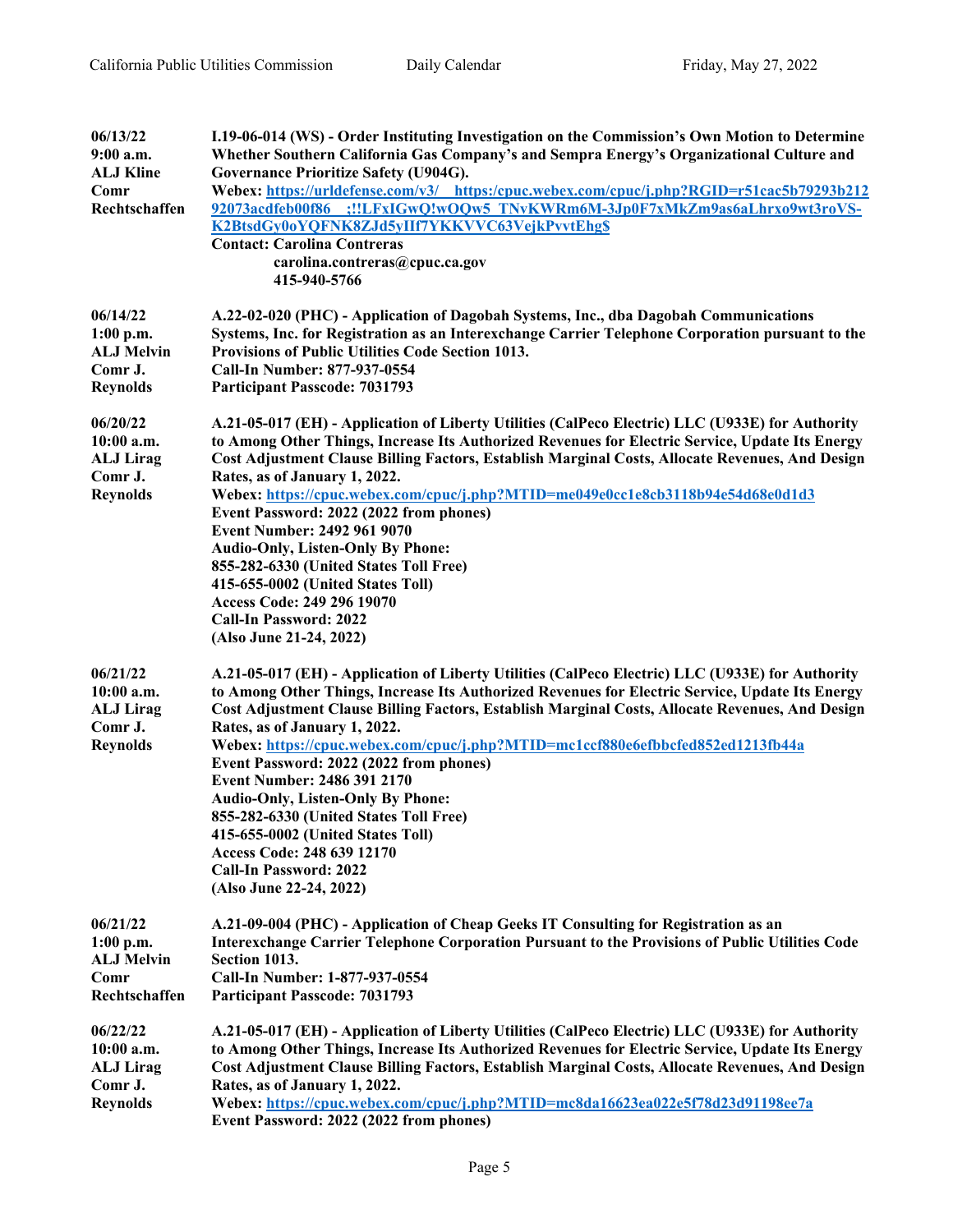| | |
|---|---|
| **06/13/22**<br>**9:00 a.m.**<br>**ALJ Kline**<br>**Comr Rechtschaffen** | **I.19-06-014 (WS) - Order Instituting Investigation on the Commission's Own Motion to Determine Whether Southern California Gas Company's and Sempra Energy's Organizational Culture and Governance Prioritize Safety (U904G).**<br>**Webex: https://urldefense.com/v3/__https:/cpuc.webex.com/cpuc/j.php?RGID=r51cac5b79293b21292073acdfeb00f86__;!!LFxIGwQ!wOQw5_TNvKWRm6M-3Jp0F7xMkZm9as6aLhrxo9wt3roVS-K2BtsdGy0oYQFNK8ZJd5yIIf7YKKVVC63VejkPvvtEhg$**<br>**Contact: Carolina Contreras**<br>**carolina.contreras@cpuc.ca.gov**<br>**415-940-5766** |
| **06/14/22**<br>**1:00 p.m.**<br>**ALJ Melvin**<br>**Comr J. Reynolds** | **A.22-02-020 (PHC) - Application of Dagobah Systems, Inc., dba Dagobah Communications Systems, Inc. for Registration as an Interexchange Carrier Telephone Corporation pursuant to the Provisions of Public Utilities Code Section 1013.**<br>**Call-In Number: 877-937-0554**<br>**Participant Passcode: 7031793** |
| **06/20/22**<br>**10:00 a.m.**<br>**ALJ Lirag**<br>**Comr J. Reynolds** | **A.21-05-017 (EH) - Application of Liberty Utilities (CalPeco Electric) LLC (U933E) for Authority to Among Other Things, Increase Its Authorized Revenues for Electric Service, Update Its Energy Cost Adjustment Clause Billing Factors, Establish Marginal Costs, Allocate Revenues, And Design Rates, as of January 1, 2022.**<br>**Webex: https://cpuc.webex.com/cpuc/j.php?MTID=me049e0cc1e8cb3118b94e54d68e0d1d3**<br>**Event Password: 2022 (2022 from phones)**<br>**Event Number: 2492 961 9070**<br>**Audio-Only, Listen-Only By Phone:**<br>**855-282-6330 (United States Toll Free)**<br>**415-655-0002 (United States Toll)**<br>**Access Code: 249 296 19070**<br>**Call-In Password: 2022**<br>**(Also June 21-24, 2022)** |
| **06/21/22**<br>**10:00 a.m.**<br>**ALJ Lirag**<br>**Comr J. Reynolds** | **A.21-05-017 (EH) - Application of Liberty Utilities (CalPeco Electric) LLC (U933E) for Authority to Among Other Things, Increase Its Authorized Revenues for Electric Service, Update Its Energy Cost Adjustment Clause Billing Factors, Establish Marginal Costs, Allocate Revenues, And Design Rates, as of January 1, 2022.**<br>**Webex: https://cpuc.webex.com/cpuc/j.php?MTID=mc1ccf880e6efbbcfed852ed1213fb44a**<br>**Event Password: 2022 (2022 from phones)**<br>**Event Number: 2486 391 2170**<br>**Audio-Only, Listen-Only By Phone:**<br>**855-282-6330 (United States Toll Free)**<br>**415-655-0002 (United States Toll)**<br>**Access Code: 248 639 12170**<br>**Call-In Password: 2022**<br>**(Also June 22-24, 2022)** |
| **06/21/22**<br>**1:00 p.m.**<br>**ALJ Melvin**<br>**Comr Rechtschaffen** | **A.21-09-004 (PHC) - Application of Cheap Geeks IT Consulting for Registration as an Interexchange Carrier Telephone Corporation Pursuant to the Provisions of Public Utilities Code Section 1013.**<br>**Call-In Number: 1-877-937-0554**<br>**Participant Passcode: 7031793** |
| **06/22/22**<br>**10:00 a.m.**<br>**ALJ Lirag**<br>**Comr J. Reynolds** | **A.21-05-017 (EH) - Application of Liberty Utilities (CalPeco Electric) LLC (U933E) for Authority to Among Other Things, Increase Its Authorized Revenues for Electric Service, Update Its Energy Cost Adjustment Clause Billing Factors, Establish Marginal Costs, Allocate Revenues, And Design Rates, as of January 1, 2022.**<br>**Webex: https://cpuc.webex.com/cpuc/j.php?MTID=mc8da16623ea022e5f78d23d91198ee7a**<br>**Event Password: 2022 (2022 from phones)** |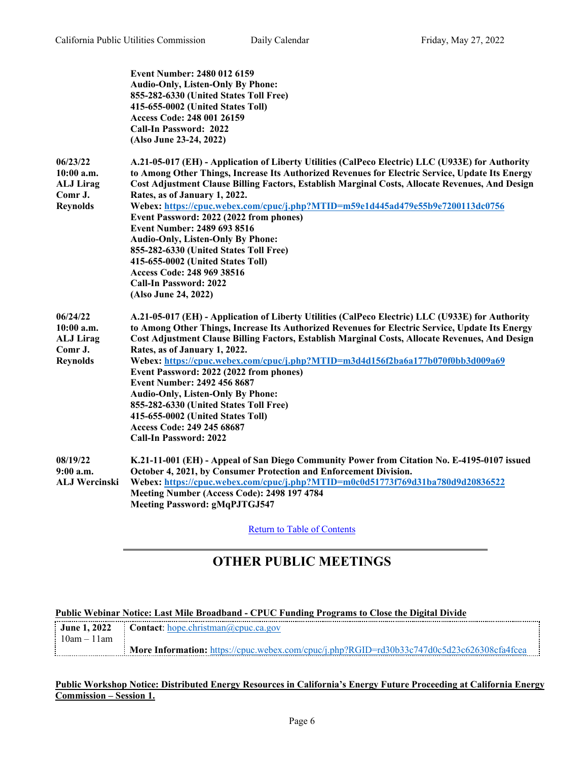| | |
|---|---|
| | **Event Number: 2480 012 6159**<br>**Audio-Only, Listen-Only By Phone:**<br>**855-282-6330 (United States Toll Free)**<br>**415-655-0002 (United States Toll)**<br>**Access Code: 248 001 26159**<br>**Call-In Password: 2022**<br>**(Also June 23-24, 2022)** |
| **06/23/22**<br>**10:00 a.m.**<br>**ALJ Lirag**<br>**Comr J. Reynolds** | **A.21-05-017 (EH) - Application of Liberty Utilities (CalPeco Electric) LLC (U933E) for Authority to Among Other Things, Increase Its Authorized Revenues for Electric Service, Update Its Energy Cost Adjustment Clause Billing Factors, Establish Marginal Costs, Allocate Revenues, And Design Rates, as of January 1, 2022.**<br>**Webex: https://cpuc.webex.com/cpuc/j.php?MTID=m59e1d445ad479e55b9e7200113dc0756**<br>**Event Password: 2022 (2022 from phones)**<br>**Event Number: 2489 693 8516**<br>**Audio-Only, Listen-Only By Phone:**<br>**855-282-6330 (United States Toll Free)**<br>**415-655-0002 (United States Toll)**<br>**Access Code: 248 969 38516**<br>**Call-In Password: 2022**<br>**(Also June 24, 2022)** |
| **06/24/22**<br>**10:00 a.m.**<br>**ALJ Lirag**<br>**Comr J. Reynolds** | **A.21-05-017 (EH) - Application of Liberty Utilities (CalPeco Electric) LLC (U933E) for Authority to Among Other Things, Increase Its Authorized Revenues for Electric Service, Update Its Energy Cost Adjustment Clause Billing Factors, Establish Marginal Costs, Allocate Revenues, And Design Rates, as of January 1, 2022.**<br>**Webex: https://cpuc.webex.com/cpuc/j.php?MTID=m3d4d156f2ba6a177b070f0bb3d009a69**<br>**Event Password: 2022 (2022 from phones)**<br>**Event Number: 2492 456 8687**<br>**Audio-Only, Listen-Only By Phone:**<br>**855-282-6330 (United States Toll Free)**<br>**415-655-0002 (United States Toll)**<br>**Access Code: 249 245 68687**<br>**Call-In Password: 2022** |
| **08/19/22**<br>**9:00 a.m.**<br>**ALJ Wercinski** | **K.21-11-001 (EH) - Appeal of San Diego Community Power from Citation No. E-4195-0107 issued October 4, 2021, by Consumer Protection and Enforcement Division.**<br>**Webex: https://cpuc.webex.com/cpuc/j.php?MTID=m0c0d51773f769d31ba780d9d20836522**<br>**Meeting Number (Access Code): 2498 197 4784**<br>**Meeting Password: gMqPJTGJ547** |

Return to Table of Contents

# OTHER PUBLIC MEETINGS

**Public Webinar Notice: Last Mile Broadband - CPUC Funding Programs to Close the Digital Divide**

| | |
|---|---|
| **June 1, 2022**<br>10am – 11am | **Contact**: hope.christman@cpuc.ca.gov<br><br>**More Information:** https://cpuc.webex.com/cpuc/j.php?RGID=rd30b33c747d0c5d23c626308cfa4fcea |

**Public Workshop Notice: Distributed Energy Resources in California's Energy Future Proceeding at California Energy Commission – Session 1.**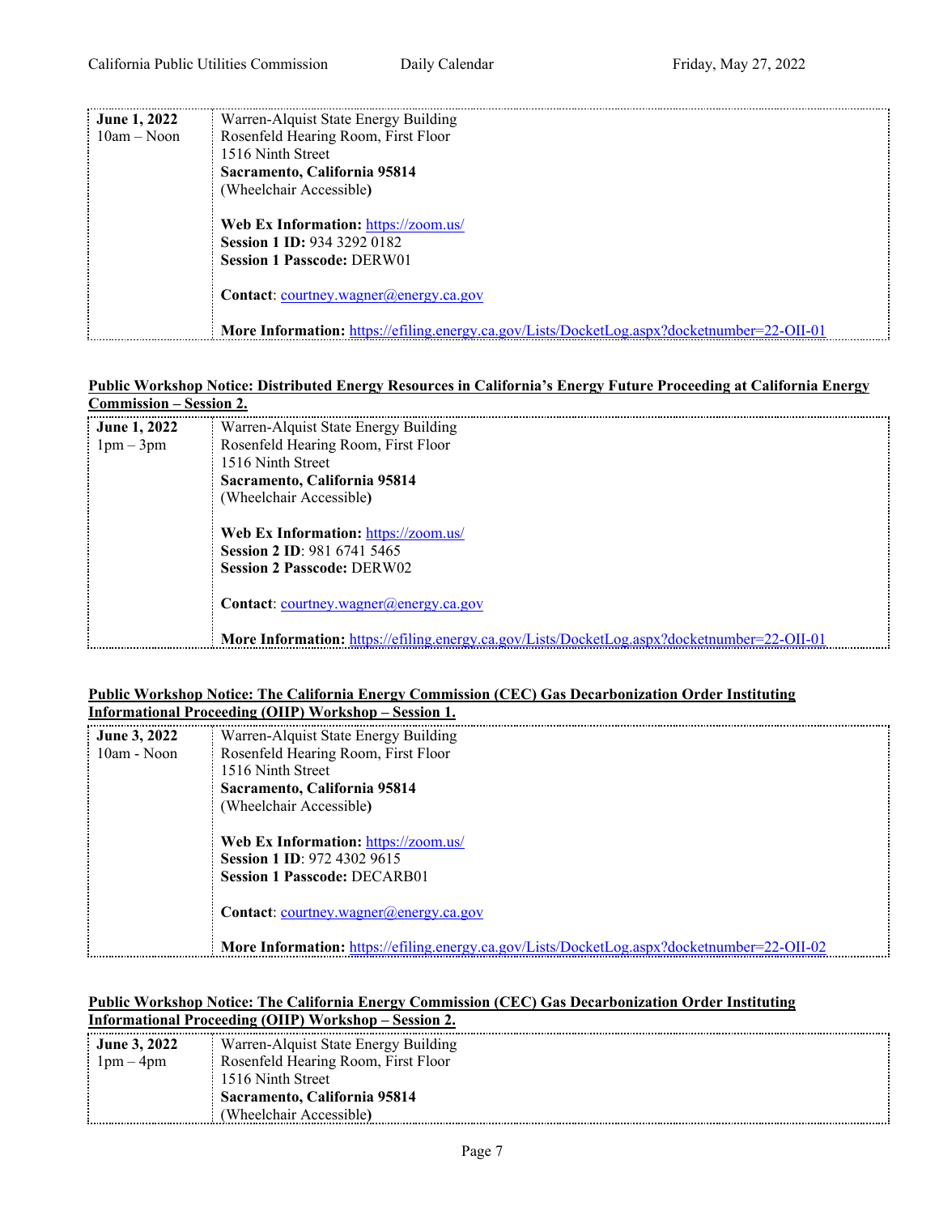| June 1, 2022<br>10am – Noon | Warren-Alquist State Energy Building<br>Rosenfeld Hearing Room, First Floor<br>1516 Ninth Street<br>**Sacramento, California 95814**<br>(Wheelchair Accessible**)**<br><br>**Web Ex Information:** https://zoom.us/<br>**Session 1 ID:** 934 3292 0182<br>**Session 1 Passcode:** DERW01<br><br>**Contact**: courtney.wagner@energy.ca.gov<br><br>**More Information:** https://efiling.energy.ca.gov/Lists/DocketLog.aspx?docketnumber=22-OII-01 |
|---|---|

**Public Workshop Notice: Distributed Energy Resources in California's Energy Future Proceeding at California Energy Commission – Session 2.**

| June 1, 2022<br>1pm – 3pm | Warren-Alquist State Energy Building<br>Rosenfeld Hearing Room, First Floor<br>1516 Ninth Street<br>**Sacramento, California 95814**<br>(Wheelchair Accessible**)**<br><br>**Web Ex Information:** https://zoom.us/<br>**Session 2 ID**: 981 6741 5465<br>**Session 2 Passcode:** DERW02<br><br>**Contact**: courtney.wagner@energy.ca.gov<br><br>**More Information:** https://efiling.energy.ca.gov/Lists/DocketLog.aspx?docketnumber=22-OII-01 |
|---|---|

**Public Workshop Notice: The California Energy Commission (CEC) Gas Decarbonization Order Instituting Informational Proceeding (OIIP) Workshop – Session 1.**

| June 3, 2022<br>10am - Noon | Warren-Alquist State Energy Building<br>Rosenfeld Hearing Room, First Floor<br>1516 Ninth Street<br>**Sacramento, California 95814**<br>(Wheelchair Accessible**)**<br><br>**Web Ex Information:** https://zoom.us/<br>**Session 1 ID**: 972 4302 9615<br>**Session 1 Passcode:** DECARB01<br><br>**Contact**: courtney.wagner@energy.ca.gov<br><br>**More Information:** https://efiling.energy.ca.gov/Lists/DocketLog.aspx?docketnumber=22-OII-02 |
|---|---|

**Public Workshop Notice: The California Energy Commission (CEC) Gas Decarbonization Order Instituting Informational Proceeding (OIIP) Workshop – Session 2.**

| June 3, 2022<br>1pm – 4pm | Warren-Alquist State Energy Building<br>Rosenfeld Hearing Room, First Floor<br>1516 Ninth Street<br>**Sacramento, California 95814**<br>(Wheelchair Accessible**)** |
|---|---|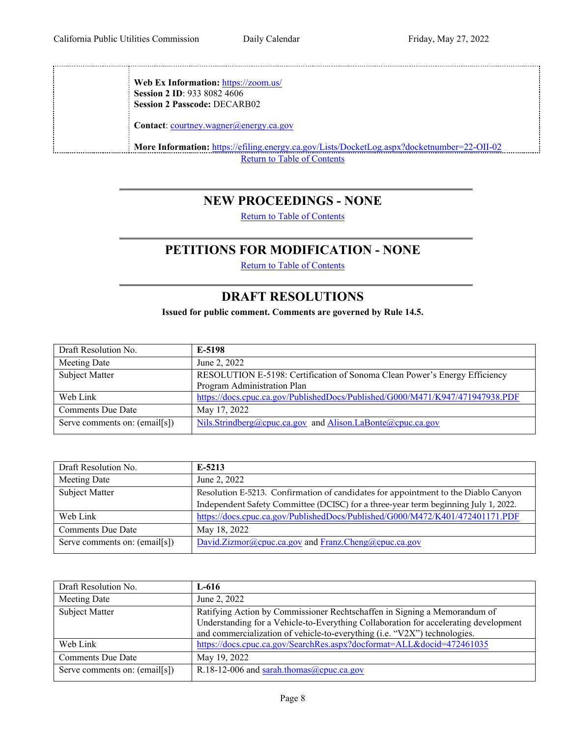| | |
|---|---|
| | **Web Ex Information:** https://zoom.us/<br>**Session 2 ID**: 933 8082 4606<br>**Session 2 Passcode:** DECARB02<br><br>**Contact**: courtney.wagner@energy.ca.gov<br><br>**More Information:** https://efiling.energy.ca.gov/Lists/DocketLog.aspx?docketnumber=22-OII-02 |

Return to Table of Contents

## NEW PROCEEDINGS - NONE

Return to Table of Contents

## PETITIONS FOR MODIFICATION - NONE

Return to Table of Contents

## DRAFT RESOLUTIONS

**Issued for public comment. Comments are governed by Rule 14.5.**

| Draft Resolution No. | **E-5198** |
|---|---|
| Meeting Date | June 2, 2022 |
| Subject Matter | RESOLUTION E-5198: Certification of Sonoma Clean Power's Energy Efficiency Program Administration Plan |
| Web Link | https://docs.cpuc.ca.gov/PublishedDocs/Published/G000/M471/K947/471947938.PDF |
| Comments Due Date | May 17, 2022 |
| Serve comments on: (email[s]) | Nils.Strindberg@cpuc.ca.gov and Alison.LaBonte@cpuc.ca.gov |

| Draft Resolution No. | **E-5213** |
|---|---|
| Meeting Date | June 2, 2022 |
| Subject Matter | Resolution E-5213. Confirmation of candidates for appointment to the Diablo Canyon Independent Safety Committee (DCISC) for a three-year term beginning July 1, 2022. |
| Web Link | https://docs.cpuc.ca.gov/PublishedDocs/Published/G000/M472/K401/472401171.PDF |
| Comments Due Date | May 18, 2022 |
| Serve comments on: (email[s]) | David.Zizmor@cpuc.ca.gov and Franz.Cheng@cpuc.ca.gov |

| Draft Resolution No. | **L-616** |
|---|---|
| Meeting Date | June 2, 2022 |
| Subject Matter | Ratifying Action by Commissioner Rechtschaffen in Signing a Memorandum of Understanding for a Vehicle-to-Everything Collaboration for accelerating development and commercialization of vehicle-to-everything (i.e. "V2X") technologies. |
| Web Link | https://docs.cpuc.ca.gov/SearchRes.aspx?docformat=ALL&docid=472461035 |
| Comments Due Date | May 19, 2022 |
| Serve comments on: (email[s]) | R.18-12-006 and sarah.thomas@cpuc.ca.gov |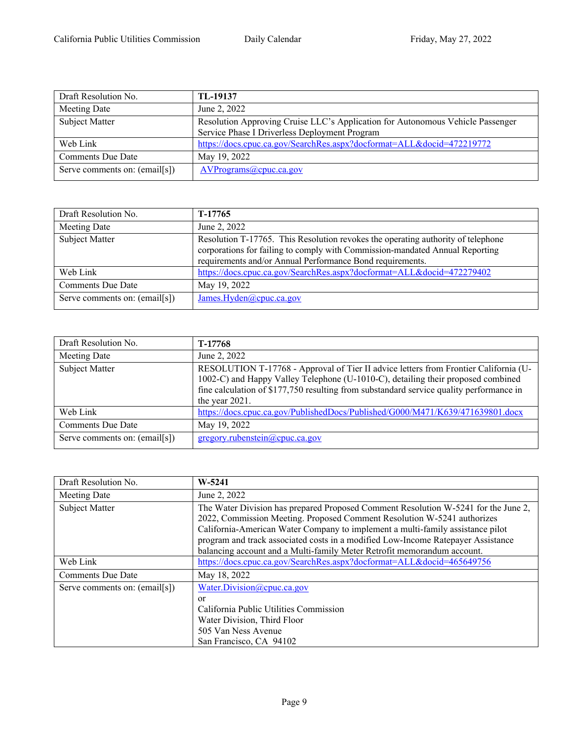| Draft Resolution No. | **TL-19137** |
|---|---|
| Meeting Date | June 2, 2022 |
| Subject Matter | Resolution Approving Cruise LLC's Application for Autonomous Vehicle Passenger Service Phase I Driverless Deployment Program |
| Web Link | https://docs.cpuc.ca.gov/SearchRes.aspx?docformat=ALL&docid=472219772 |
| Comments Due Date | May 19, 2022 |
| Serve comments on: (email[s]) | AVPrograms@cpuc.ca.gov |

| Draft Resolution No. | **T-17765** |
|---|---|
| Meeting Date | June 2, 2022 |
| Subject Matter | Resolution T-17765. This Resolution revokes the operating authority of telephone corporations for failing to comply with Commission-mandated Annual Reporting requirements and/or Annual Performance Bond requirements. |
| Web Link | https://docs.cpuc.ca.gov/SearchRes.aspx?docformat=ALL&docid=472279402 |
| Comments Due Date | May 19, 2022 |
| Serve comments on: (email[s]) | James.Hyden@cpuc.ca.gov |

| Draft Resolution No. | **T-17768** |
|---|---|
| Meeting Date | June 2, 2022 |
| Subject Matter | RESOLUTION T-17768 - Approval of Tier II advice letters from Frontier California (U-1002-C) and Happy Valley Telephone (U-1010-C), detailing their proposed combined fine calculation of $177,750 resulting from substandard service quality performance in the year 2021. |
| Web Link | https://docs.cpuc.ca.gov/PublishedDocs/Published/G000/M471/K639/471639801.docx |
| Comments Due Date | May 19, 2022 |
| Serve comments on: (email[s]) | gregory.rubenstein@cpuc.ca.gov |

| Draft Resolution No. | **W-5241** |
|---|---|
| Meeting Date | June 2, 2022 |
| Subject Matter | The Water Division has prepared Proposed Comment Resolution W-5241 for the June 2, 2022, Commission Meeting. Proposed Comment Resolution W-5241 authorizes California-American Water Company to implement a multi-family assistance pilot program and track associated costs in a modified Low-Income Ratepayer Assistance balancing account and a Multi-family Meter Retrofit memorandum account. |
| Web Link | https://docs.cpuc.ca.gov/SearchRes.aspx?docformat=ALL&docid=465649756 |
| Comments Due Date | May 18, 2022 |
| Serve comments on: (email[s]) | Water.Division@cpuc.ca.gov<br>or<br>California Public Utilities Commission<br>Water Division, Third Floor<br>505 Van Ness Avenue<br>San Francisco, CA 94102 |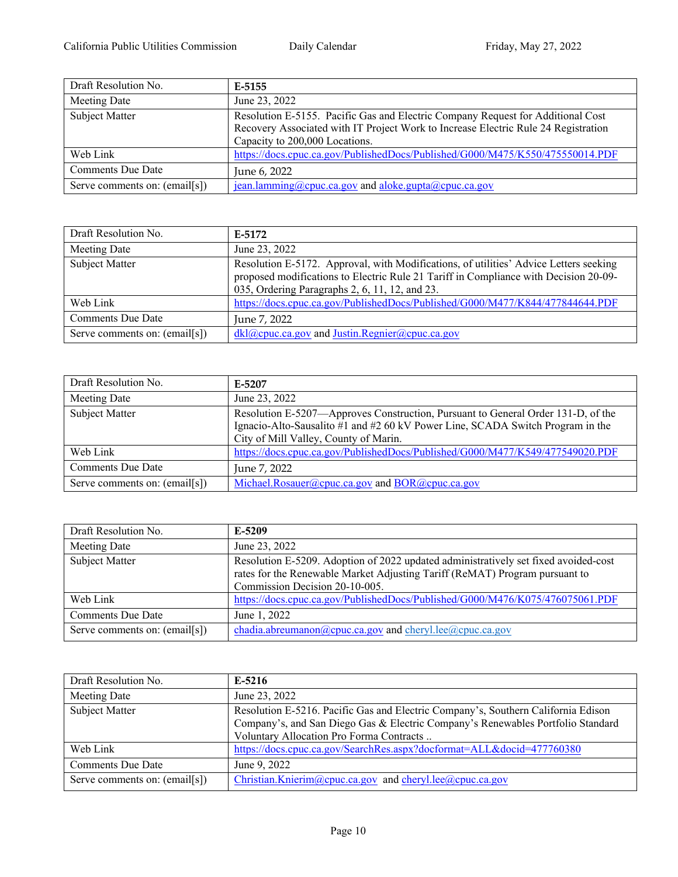| Draft Resolution No. | **E-5155** |
|---|---|
| Meeting Date | June 23, 2022 |
| Subject Matter | Resolution E-5155. Pacific Gas and Electric Company Request for Additional Cost Recovery Associated with IT Project Work to Increase Electric Rule 24 Registration Capacity to 200,000 Locations. |
| Web Link | https://docs.cpuc.ca.gov/PublishedDocs/Published/G000/M475/K550/475550014.PDF |
| Comments Due Date | June 6, 2022 |
| Serve comments on: (email[s]) | jean.lamming@cpuc.ca.gov and aloke.gupta@cpuc.ca.gov |

| Draft Resolution No. | **E-5172** |
|---|---|
| Meeting Date | June 23, 2022 |
| Subject Matter | Resolution E-5172. Approval, with Modifications, of utilities' Advice Letters seeking proposed modifications to Electric Rule 21 Tariff in Compliance with Decision 20-09-035, Ordering Paragraphs 2, 6, 11, 12, and 23. |
| Web Link | https://docs.cpuc.ca.gov/PublishedDocs/Published/G000/M477/K844/477844644.PDF |
| Comments Due Date | June 7, 2022 |
| Serve comments on: (email[s]) | dkl@cpuc.ca.gov and Justin.Regnier@cpuc.ca.gov |

| Draft Resolution No. | **E-5207** |
|---|---|
| Meeting Date | June 23, 2022 |
| Subject Matter | Resolution E-5207—Approves Construction, Pursuant to General Order 131-D, of the Ignacio-Alto-Sausalito #1 and #2 60 kV Power Line, SCADA Switch Program in the City of Mill Valley, County of Marin. |
| Web Link | https://docs.cpuc.ca.gov/PublishedDocs/Published/G000/M477/K549/477549020.PDF |
| Comments Due Date | June 7, 2022 |
| Serve comments on: (email[s]) | Michael.Rosauer@cpuc.ca.gov and BOR@cpuc.ca.gov |

| Draft Resolution No. | **E-5209** |
|---|---|
| Meeting Date | June 23, 2022 |
| Subject Matter | Resolution E-5209. Adoption of 2022 updated administratively set fixed avoided-cost rates for the Renewable Market Adjusting Tariff (ReMAT) Program pursuant to Commission Decision 20-10-005. |
| Web Link | https://docs.cpuc.ca.gov/PublishedDocs/Published/G000/M476/K075/476075061.PDF |
| Comments Due Date | June 1, 2022 |
| Serve comments on: (email[s]) | chadia.abreumanon@cpuc.ca.gov and cheryl.lee@cpuc.ca.gov |

| Draft Resolution No. | **E-5216** |
|---|---|
| Meeting Date | June 23, 2022 |
| Subject Matter | Resolution E-5216. Pacific Gas and Electric Company's, Southern California Edison Company's, and San Diego Gas & Electric Company's Renewables Portfolio Standard Voluntary Allocation Pro Forma Contracts .. |
| Web Link | https://docs.cpuc.ca.gov/SearchRes.aspx?docformat=ALL&docid=477760380 |
| Comments Due Date | June 9, 2022 |
| Serve comments on: (email[s]) | Christian.Knierim@cpuc.ca.gov and cheryl.lee@cpuc.ca.gov |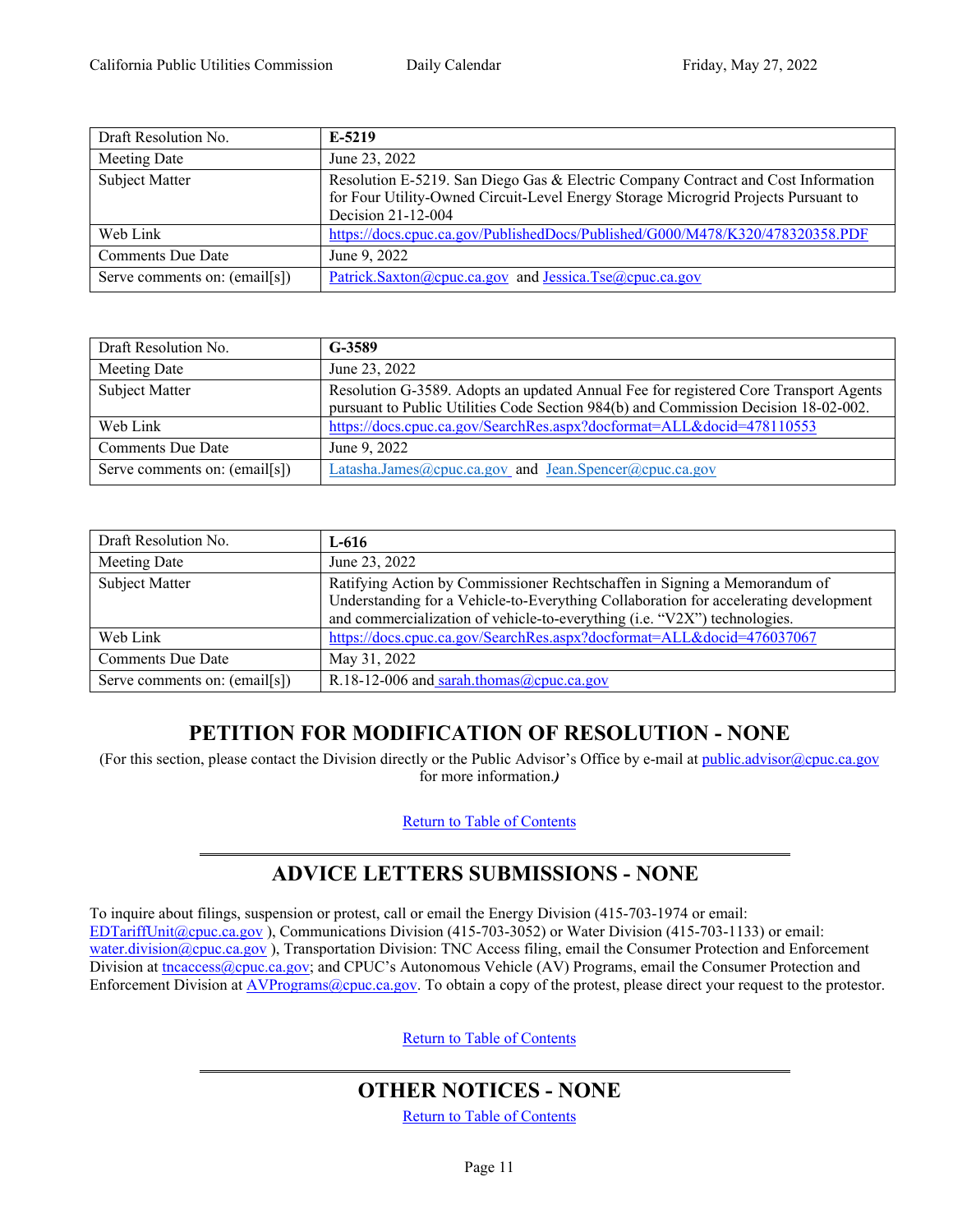| | |
|---|---|
| Draft Resolution No. | **E-5219** |
| Meeting Date | June 23, 2022 |
| Subject Matter | Resolution E-5219. San Diego Gas & Electric Company Contract and Cost Information for Four Utility-Owned Circuit-Level Energy Storage Microgrid Projects Pursuant to Decision 21-12-004 |
| Web Link | https://docs.cpuc.ca.gov/PublishedDocs/Published/G000/M478/K320/478320358.PDF |
| Comments Due Date | June 9, 2022 |
| Serve comments on: (email[s]) | Patrick.Saxton@cpuc.ca.gov and Jessica.Tse@cpuc.ca.gov |

| | |
|---|---|
| Draft Resolution No. | **G-3589** |
| Meeting Date | June 23, 2022 |
| Subject Matter | Resolution G-3589. Adopts an updated Annual Fee for registered Core Transport Agents pursuant to Public Utilities Code Section 984(b) and Commission Decision 18-02-002. |
| Web Link | https://docs.cpuc.ca.gov/SearchRes.aspx?docformat=ALL&docid=478110553 |
| Comments Due Date | June 9, 2022 |
| Serve comments on: (email[s]) | Latasha.James@cpuc.ca.gov and Jean.Spencer@cpuc.ca.gov |

| | |
|---|---|
| Draft Resolution No. | **L-616** |
| Meeting Date | June 23, 2022 |
| Subject Matter | Ratifying Action by Commissioner Rechtschaffen in Signing a Memorandum of Understanding for a Vehicle-to-Everything Collaboration for accelerating development and commercialization of vehicle-to-everything (i.e. "V2X") technologies. |
| Web Link | https://docs.cpuc.ca.gov/SearchRes.aspx?docformat=ALL&docid=476037067 |
| Comments Due Date | May 31, 2022 |
| Serve comments on: (email[s]) | R.18-12-006 and sarah.thomas@cpuc.ca.gov |

## PETITION FOR MODIFICATION OF RESOLUTION - NONE

(For this section, please contact the Division directly or the Public Advisor's Office by e-mail at public.advisor@cpuc.ca.gov for more information.*)*

Return to Table of Contents

---

## ADVICE LETTERS SUBMISSIONS - NONE

To inquire about filings, suspension or protest, call or email the Energy Division (415-703-1974 or email: EDTariffUnit@cpuc.ca.gov ), Communications Division (415-703-3052) or Water Division (415-703-1133) or email: water.division@cpuc.ca.gov ), Transportation Division: TNC Access filing, email the Consumer Protection and Enforcement Division at tncaccess@cpuc.ca.gov; and CPUC's Autonomous Vehicle (AV) Programs, email the Consumer Protection and Enforcement Division at AVPrograms@cpuc.ca.gov. To obtain a copy of the protest, please direct your request to the protestor.

Return to Table of Contents

---

## OTHER NOTICES - NONE

Return to Table of Contents